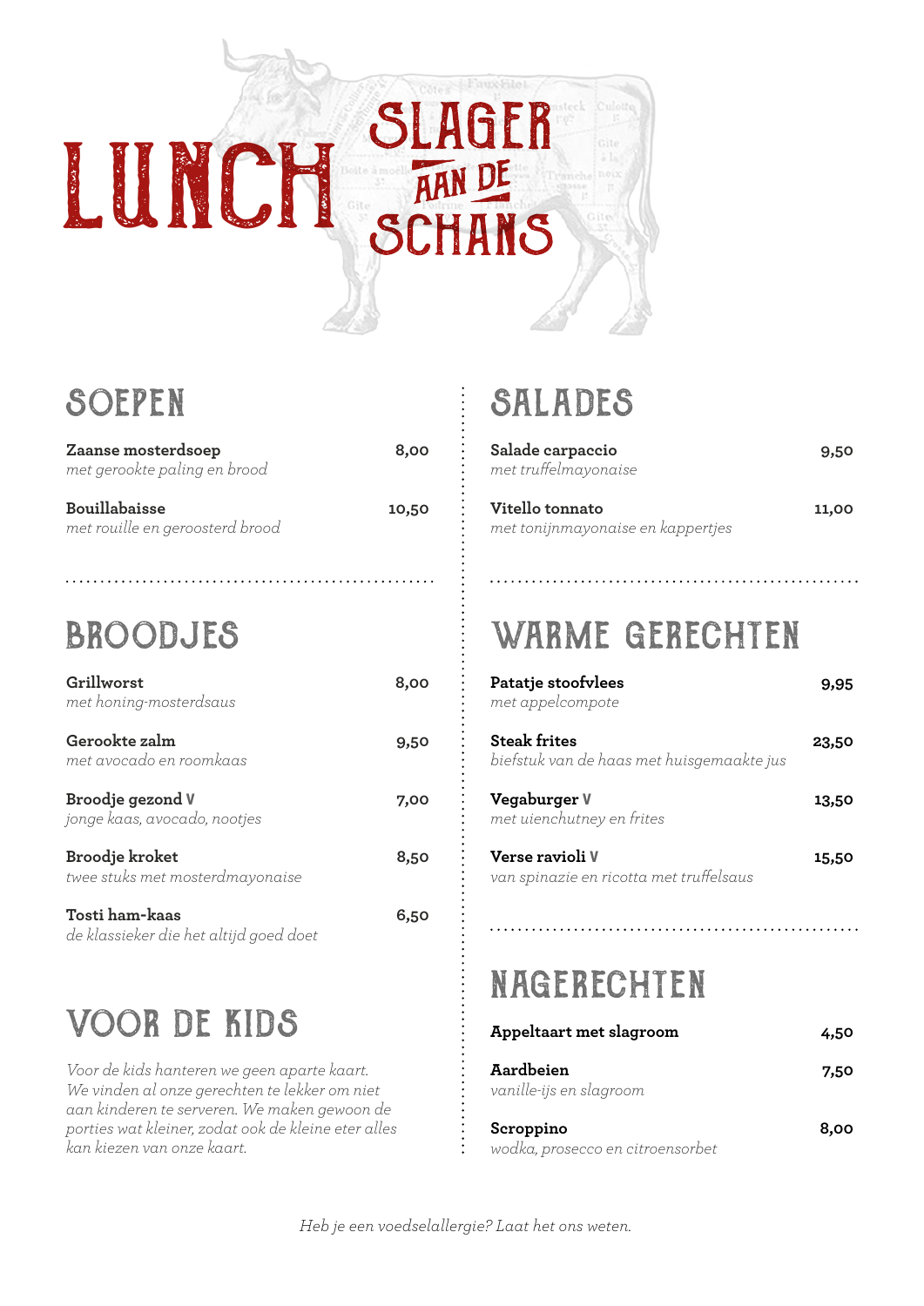# LUNCH

## SLAGER AAN DE SCHANS

## SOEPEN

**Zaanse mosterdsoep** — 8,00
*met gerookte paling en brood*

**Bouillabaisse** — 10,50
*met rouille en geroosterd brood*

## BROODJES

**Grillworst** — 8,00
*met honing-mosterdsaus*

**Gerookte zalm** — 9,50
*met avocado en roomkaas*

**Broodje gezond V** — 7,00
*jonge kaas, avocado, nootjes*

**Broodje kroket** — 8,50
*twee stuks met mosterdmayonaise*

**Tosti ham-kaas** — 6,50
*de klassieker die het altijd goed doet*

## VOOR DE KIDS

*Voor de kids hanteren we geen aparte kaart. We vinden al onze gerechten te lekker om niet aan kinderen te serveren. We maken gewoon de porties wat kleiner, zodat ook de kleine eter alles kan kiezen van onze kaart.*

## SALADES

**Salade carpaccio** — 9,50
*met truffelmayonaise*

**Vitello tonnato** — 11,00
*met tonijnmayonaise en kappertjes*

## WARME GERECHTEN

**Patatje stoofvlees** — 9,95
*met appelcompote*

**Steak frites** — 23,50
*biefstuk van de haas met huisgemaakte jus*

**Vegaburger V** — 13,50
*met uienchutney en frites*

**Verse ravioli V** — 15,50
*van spinazie en ricotta met truffelsaus*

## NAGERECHTEN

**Appeltaart met slagroom** — 4,50

**Aardbeien** — 7,50
*vanille-ijs en slagroom*

**Scroppino** — 8,00
*wodka, prosecco en citroensorbet*

*Heb je een voedselallergie? Laat het ons weten.*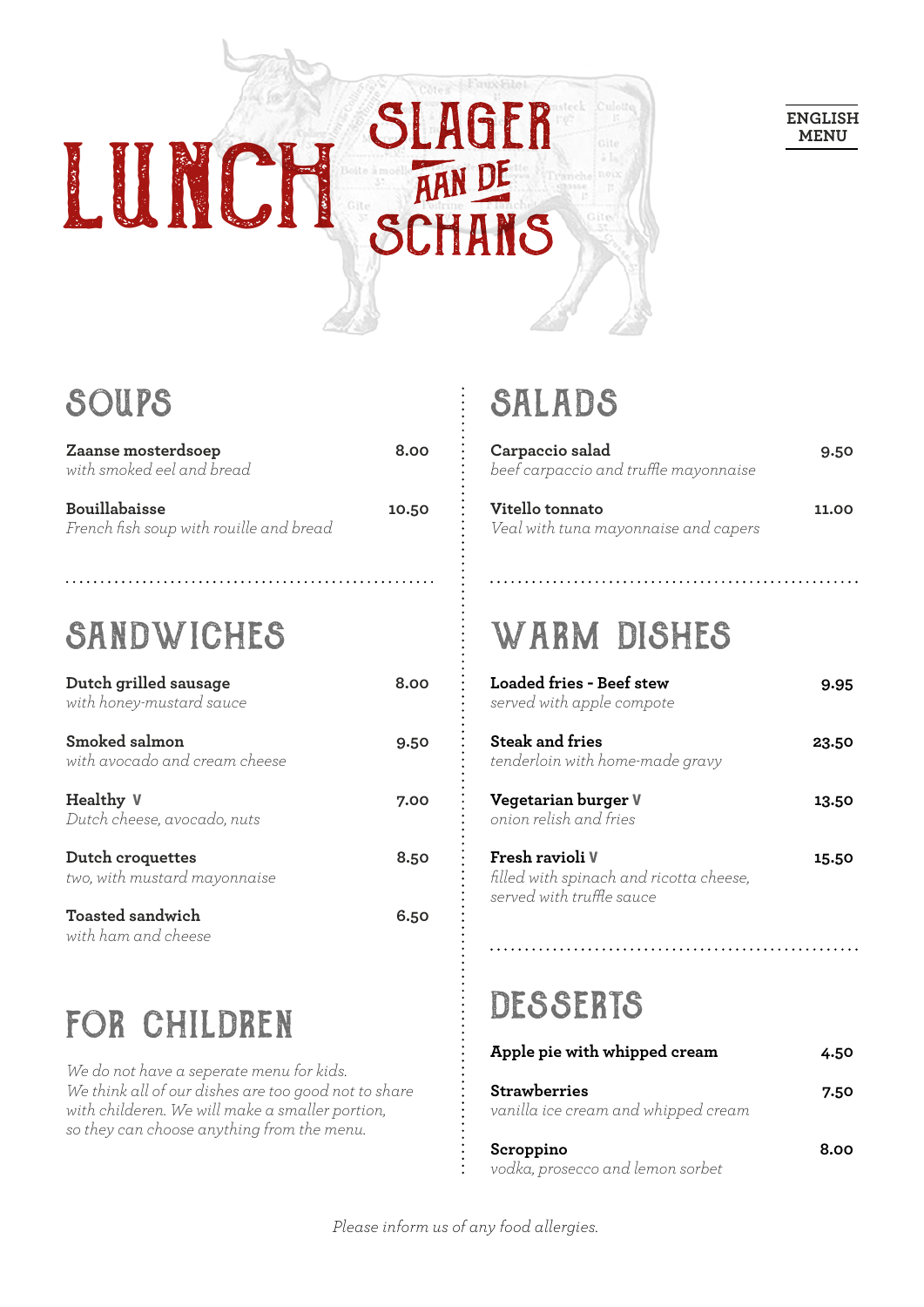# LUNCH SLAGER AAN DE SCHANS

**ENGLISH MENU**

## SOUPS

**Zaanse mosterdsoep** — 8.00
*with smoked eel and bread*

**Bouillabaisse** — 10.50
*French fish soup with rouille and bread*

## SANDWICHES

**Dutch grilled sausage** — 8.00
*with honey-mustard sauce*

**Smoked salmon** — 9.50
*with avocado and cream cheese*

**Healthy V** — 7.00
*Dutch cheese, avocado, nuts*

**Dutch croquettes** — 8.50
*two, with mustard mayonnaise*

**Toasted sandwich** — 6.50
*with ham and cheese*

## FOR CHILDREN

*We do not have a seperate menu for kids.*
*We think all of our dishes are too good not to share with childeren. We will make a smaller portion, so they can choose anything from the menu.*

## SALADS

**Carpaccio salad** — 9.50
*beef carpaccio and truffle mayonnaise*

**Vitello tonnato** — 11.00
*Veal with tuna mayonnaise and capers*

## WARM DISHES

**Loaded fries - Beef stew** — 9.95
*served with apple compote*

**Steak and fries** — 23.50
*tenderloin with home-made gravy*

**Vegetarian burger V** — 13.50
*onion relish and fries*

**Fresh ravioli V** — 15.50
*filled with spinach and ricotta cheese, served with truffle sauce*

## DESSERTS

**Apple pie with whipped cream** — 4.50

**Strawberries** — 7.50
*vanilla ice cream and whipped cream*

**Scroppino** — 8.00
*vodka, prosecco and lemon sorbet*

*Please inform us of any food allergies.*